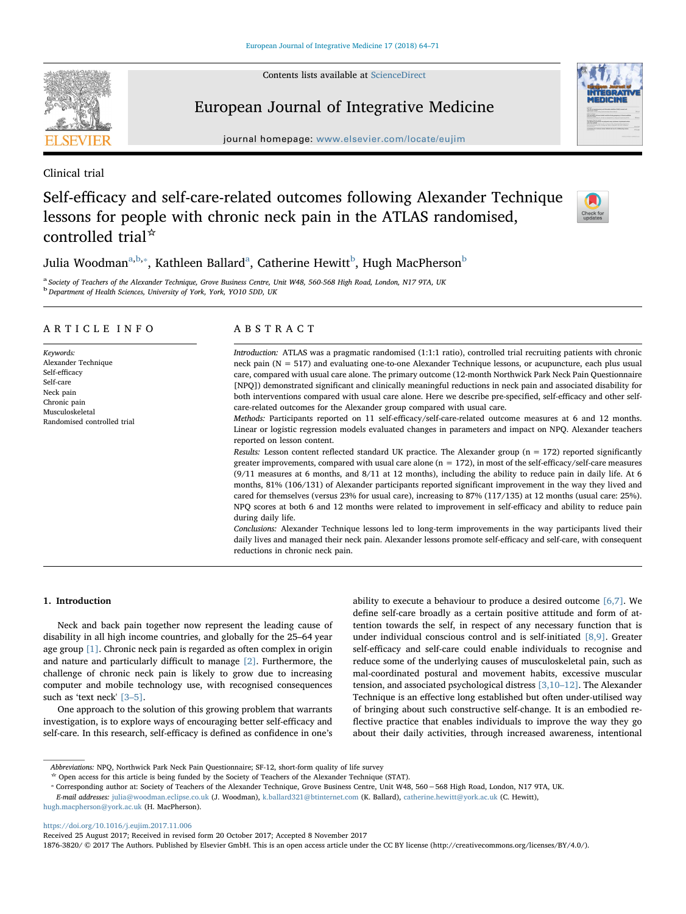Clinical trial

# Self-efficacy and self-care-related outcomes following Alexander Technique lessons for people with chronic neck pain in the ATLAS randomised, controlled trial☆

Julia Woodman[a,b,*], Kathleen Ballard[a], Catherine Hewitt[b], Hugh MacPherson[b]

[a] Society of Teachers of the Alexander Technique, Grove Business Centre, Unit W48, 560-568 High Road, London, N17 9TA, UK
[b] Department of Health Sciences, University of York, York, YO10 5DD, UK

## ARTICLE INFO

*Keywords:*
Alexander Technique
Self-efficacy
Self-care
Neck pain
Chronic pain
Musculoskeletal
Randomised controlled trial

## ABSTRACT

*Introduction:* ATLAS was a pragmatic randomised (1:1:1 ratio), controlled trial recruiting patients with chronic neck pain (N = 517) and evaluating one-to-one Alexander Technique lessons, or acupuncture, each plus usual care, compared with usual care alone. The primary outcome (12-month Northwick Park Neck Pain Questionnaire [NPQ]) demonstrated significant and clinically meaningful reductions in neck pain and associated disability for both interventions compared with usual care alone. Here we describe pre-specified, self-efficacy and other self-care-related outcomes for the Alexander group compared with usual care.

*Methods:* Participants reported on 11 self-efficacy/self-care-related outcome measures at 6 and 12 months. Linear or logistic regression models evaluated changes in parameters and impact on NPQ. Alexander teachers reported on lesson content.

*Results:* Lesson content reflected standard UK practice. The Alexander group (n = 172) reported significantly greater improvements, compared with usual care alone (n = 172), in most of the self-efficacy/self-care measures (9/11 measures at 6 months, and 8/11 at 12 months), including the ability to reduce pain in daily life. At 6 months, 81% (106/131) of Alexander participants reported significant improvement in the way they lived and cared for themselves (versus 23% for usual care), increasing to 87% (117/135) at 12 months (usual care: 25%). NPQ scores at both 6 and 12 months were related to improvement in self-efficacy and ability to reduce pain during daily life.

*Conclusions:* Alexander Technique lessons led to long-term improvements in the way participants lived their daily lives and managed their neck pain. Alexander lessons promote self-efficacy and self-care, with consequent reductions in chronic neck pain.

## 1. Introduction

Neck and back pain together now represent the leading cause of disability in all high income countries, and globally for the 25–64 year age group [1]. Chronic neck pain is regarded as often complex in origin and nature and particularly difficult to manage [2]. Furthermore, the challenge of chronic neck pain is likely to grow due to increasing computer and mobile technology use, with recognised consequences such as 'text neck' [3–5].

One approach to the solution of this growing problem that warrants investigation, is to explore ways of encouraging better self-efficacy and self-care. In this research, self-efficacy is defined as confidence in one's ability to execute a behaviour to produce a desired outcome [6,7]. We define self-care broadly as a certain positive attitude and form of attention towards the self, in respect of any necessary function that is under individual conscious control and is self-initiated [8,9]. Greater self-efficacy and self-care could enable individuals to recognise and reduce some of the underlying causes of musculoskeletal pain, such as mal-coordinated postural and movement habits, excessive muscular tension, and associated psychological distress [3,10–12]. The Alexander Technique is an effective long established but often under-utilised way of bringing about such constructive self-change. It is an embodied reflective practice that enables individuals to improve the way they go about their daily activities, through increased awareness, intentional

---

*Abbreviations:* NPQ, Northwick Park Neck Pain Questionnaire; SF-12, short-form quality of life survey

☆ Open access for this article is being funded by the Society of Teachers of the Alexander Technique (STAT).

\* Corresponding author at: Society of Teachers of the Alexander Technique, Grove Business Centre, Unit W48, 560 – 568 High Road, London, N17 9TA, UK.

*E-mail addresses:* julia@woodman.eclipse.co.uk (J. Woodman), k.ballard321@btinternet.com (K. Ballard), catherine.hewitt@york.ac.uk (C. Hewitt), hugh.macpherson@york.ac.uk (H. MacPherson).

https://doi.org/10.1016/j.eujim.2017.11.006
Received 25 August 2017; Received in revised form 20 October 2017; Accepted 8 November 2017
1876-3820/ © 2017 The Authors. Published by Elsevier GmbH. This is an open access article under the CC BY license (http://creativecommons.org/licenses/BY/4.0/).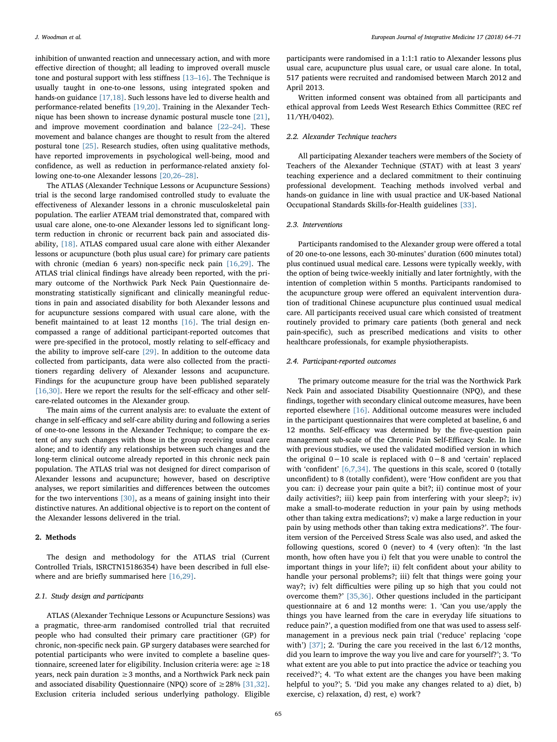inhibition of unwanted reaction and unnecessary action, and with more effective direction of thought; all leading to improved overall muscle tone and postural support with less stiffness [13–16]. The Technique is usually taught in one-to-one lessons, using integrated spoken and hands-on guidance [17,18]. Such lessons have led to diverse health and performance-related benefits [19,20]. Training in the Alexander Technique has been shown to increase dynamic postural muscle tone [21], and improve movement coordination and balance [22–24]. These movement and balance changes are thought to result from the altered postural tone [25]. Research studies, often using qualitative methods, have reported improvements in psychological well-being, mood and confidence, as well as reduction in performance-related anxiety following one-to-one Alexander lessons [20,26–28].

The ATLAS (Alexander Technique Lessons or Acupuncture Sessions) trial is the second large randomised controlled study to evaluate the effectiveness of Alexander lessons in a chronic musculoskeletal pain population. The earlier ATEAM trial demonstrated that, compared with usual care alone, one-to-one Alexander lessons led to significant long-term reduction in chronic or recurrent back pain and associated disability, [18]. ATLAS compared usual care alone with either Alexander lessons or acupuncture (both plus usual care) for primary care patients with chronic (median 6 years) non-specific neck pain [16,29]. The ATLAS trial clinical findings have already been reported, with the primary outcome of the Northwick Park Neck Pain Questionnaire demonstrating statistically significant and clinically meaningful reductions in pain and associated disability for both Alexander lessons and for acupuncture sessions compared with usual care alone, with the benefit maintained to at least 12 months [16]. The trial design encompassed a range of additional participant-reported outcomes that were pre-specified in the protocol, mostly relating to self-efficacy and the ability to improve self-care [29]. In addition to the outcome data collected from participants, data were also collected from the practitioners regarding delivery of Alexander lessons and acupuncture. Findings for the acupuncture group have been published separately [16,30]. Here we report the results for the self-efficacy and other self-care-related outcomes in the Alexander group.

The main aims of the current analysis are: to evaluate the extent of change in self-efficacy and self-care ability during and following a series of one-to-one lessons in the Alexander Technique; to compare the extent of any such changes with those in the group receiving usual care alone; and to identify any relationships between such changes and the long-term clinical outcome already reported in this chronic neck pain population. The ATLAS trial was not designed for direct comparison of Alexander lessons and acupuncture; however, based on descriptive analyses, we report similarities and differences between the outcomes for the two interventions [30], as a means of gaining insight into their distinctive natures. An additional objective is to report on the content of the Alexander lessons delivered in the trial.

## 2. Methods

The design and methodology for the ATLAS trial (Current Controlled Trials, ISRCTN15186354) have been described in full elsewhere and are briefly summarised here [16,29].

### 2.1. Study design and participants

ATLAS (Alexander Technique Lessons or Acupuncture Sessions) was a pragmatic, three-arm randomised controlled trial that recruited people who had consulted their primary care practitioner (GP) for chronic, non-specific neck pain. GP surgery databases were searched for potential participants who were invited to complete a baseline questionnaire, screened later for eligibility. Inclusion criteria were: age $\geq 18$ years, neck pain duration $\geq 3$ months, and a Northwick Park neck pain and associated disability Questionnaire (NPQ) score of $\geq 28\%$ [31,32]. Exclusion criteria included serious underlying pathology. Eligible participants were randomised in a 1:1:1 ratio to Alexander lessons plus usual care, acupuncture plus usual care, or usual care alone. In total, 517 patients were recruited and randomised between March 2012 and April 2013.

Written informed consent was obtained from all participants and ethical approval from Leeds West Research Ethics Committee (REC ref 11/YH/0402).

### 2.2. Alexander Technique teachers

All participating Alexander teachers were members of the Society of Teachers of the Alexander Technique (STAT) with at least 3 years' teaching experience and a declared commitment to their continuing professional development. Teaching methods involved verbal and hands-on guidance in line with usual practice and UK-based National Occupational Standards Skills-for-Health guidelines [33].

### 2.3. Interventions

Participants randomised to the Alexander group were offered a total of 20 one-to-one lessons, each 30-minutes' duration (600 minutes total) plus continued usual medical care. Lessons were typically weekly, with the option of being twice-weekly initially and later fortnightly, with the intention of completion within 5 months. Participants randomised to the acupuncture group were offered an equivalent intervention duration of traditional Chinese acupuncture plus continued usual medical care. All participants received usual care which consisted of treatment routinely provided to primary care patients (both general and neck pain-specific), such as prescribed medications and visits to other healthcare professionals, for example physiotherapists.

### 2.4. Participant-reported outcomes

The primary outcome measure for the trial was the Northwick Park Neck Pain and associated Disability Questionnaire (NPQ), and these findings, together with secondary clinical outcome measures, have been reported elsewhere [16]. Additional outcome measures were included in the participant questionnaires that were completed at baseline, 6 and 12 months. Self-efficacy was determined by the five-question pain management sub-scale of the Chronic Pain Self-Efficacy Scale. In line with previous studies, we used the validated modified version in which the original $0-10$ scale is replaced with $0-8$ and 'certain' replaced with 'confident' [6,7,34]. The questions in this scale, scored 0 (totally unconfident) to 8 (totally confident), were 'How confident are you that you can: i) decrease your pain quite a bit?; ii) continue most of your daily activities?; iii) keep pain from interfering with your sleep?; iv) make a small-to-moderate reduction in your pain by using methods other than taking extra medications?; v) make a large reduction in your pain by using methods other than taking extra medications?'. The four-item version of the Perceived Stress Scale was also used, and asked the following questions, scored 0 (never) to 4 (very often): 'In the last month, how often have you i) felt that you were unable to control the important things in your life?; ii) felt confident about your ability to handle your personal problems?; iii) felt that things were going your way?; iv) felt difficulties were piling up so high that you could not overcome them?' [35,36]. Other questions included in the participant questionnaire at 6 and 12 months were: 1. 'Can you use/apply the things you have learned from the care in everyday life situations to reduce pain?', a question modified from one that was used to assess self-management in a previous neck pain trial ('reduce' replacing 'cope with') [37]; 2. 'During the care you received in the last 6/12 months, did you learn to improve the way you live and care for yourself?'; 3. 'To what extent are you able to put into practice the advice or teaching you received?'; 4. 'To what extent are the changes you have been making helpful to you?'; 5. 'Did you make any changes related to a) diet, b) exercise, c) relaxation, d) rest, e) work'?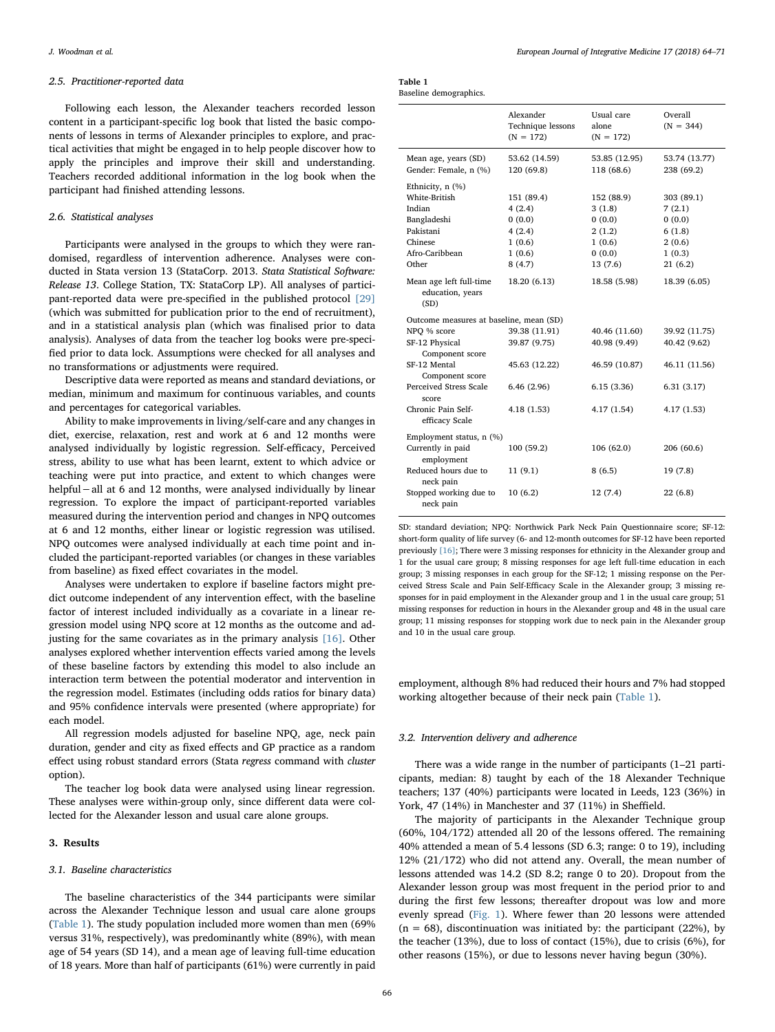### 2.5. Practitioner-reported data

Following each lesson, the Alexander teachers recorded lesson content in a participant-specific log book that listed the basic components of lessons in terms of Alexander principles to explore, and practical activities that might be engaged in to help people discover how to apply the principles and improve their skill and understanding. Teachers recorded additional information in the log book when the participant had finished attending lessons.

### 2.6. Statistical analyses

Participants were analysed in the groups to which they were randomised, regardless of intervention adherence. Analyses were conducted in Stata version 13 (StataCorp. 2013. *Stata Statistical Software: Release 13*. College Station, TX: StataCorp LP). All analyses of participant-reported data were pre-specified in the published protocol [29] (which was submitted for publication prior to the end of recruitment), and in a statistical analysis plan (which was finalised prior to data analysis). Analyses of data from the teacher log books were pre-specified prior to data lock. Assumptions were checked for all analyses and no transformations or adjustments were required.

Descriptive data were reported as means and standard deviations, or median, minimum and maximum for continuous variables, and counts and percentages for categorical variables.

Ability to make improvements in living/self-care and any changes in diet, exercise, relaxation, rest and work at 6 and 12 months were analysed individually by logistic regression. Self-efficacy, Perceived stress, ability to use what has been learnt, extent to which advice or teaching were put into practice, and extent to which changes were helpful – all at 6 and 12 months, were analysed individually by linear regression. To explore the impact of participant-reported variables measured during the intervention period and changes in NPQ outcomes at 6 and 12 months, either linear or logistic regression was utilised. NPQ outcomes were analysed individually at each time point and included the participant-reported variables (or changes in these variables from baseline) as fixed effect covariates in the model.

Analyses were undertaken to explore if baseline factors might predict outcome independent of any intervention effect, with the baseline factor of interest included individually as a covariate in a linear regression model using NPQ score at 12 months as the outcome and adjusting for the same covariates as in the primary analysis [16]. Other analyses explored whether intervention effects varied among the levels of these baseline factors by extending this model to also include an interaction term between the potential moderator and intervention in the regression model. Estimates (including odds ratios for binary data) and 95% confidence intervals were presented (where appropriate) for each model.

All regression models adjusted for baseline NPQ, age, neck pain duration, gender and city as fixed effects and GP practice as a random effect using robust standard errors (Stata *regress* command with *cluster* option).

The teacher log book data were analysed using linear regression. These analyses were within-group only, since different data were collected for the Alexander lesson and usual care alone groups.

## 3. Results

### 3.1. Baseline characteristics

The baseline characteristics of the 344 participants were similar across the Alexander Technique lesson and usual care alone groups (Table 1). The study population included more women than men (69% versus 31%, respectively), was predominantly white (89%), with mean age of 54 years (SD 14), and a mean age of leaving full-time education of 18 years. More than half of participants (61%) were currently in paid employment, although 8% had reduced their hours and 7% had stopped working altogether because of their neck pain (Table 1).

**Table 1**
Baseline demographics.

| | Alexander Technique lessons (N = 172) | Usual care alone (N = 172) | Overall (N = 344) |
|---|---|---|---|
| Mean age, years (SD) | 53.62 (14.59) | 53.85 (12.95) | 53.74 (13.77) |
| Gender: Female, n (%) | 120 (69.8) | 118 (68.6) | 238 (69.2) |
| Ethnicity, n (%) | | | |
| White-British | 151 (89.4) | 152 (88.9) | 303 (89.1) |
| Indian | 4 (2.4) | 3 (1.8) | 7 (2.1) |
| Bangladeshi | 0 (0.0) | 0 (0.0) | 0 (0.0) |
| Pakistani | 4 (2.4) | 2 (1.2) | 6 (1.8) |
| Chinese | 1 (0.6) | 1 (0.6) | 2 (0.6) |
| Afro-Caribbean | 1 (0.6) | 0 (0.0) | 1 (0.3) |
| Other | 8 (4.7) | 13 (7.6) | 21 (6.2) |
| Mean age left full-time education, years (SD) | 18.20 (6.13) | 18.58 (5.98) | 18.39 (6.05) |
| Outcome measures at baseline, mean (SD) | | | |
| NPQ % score | 39.38 (11.91) | 40.46 (11.60) | 39.92 (11.75) |
| SF-12 Physical Component score | 39.87 (9.75) | 40.98 (9.49) | 40.42 (9.62) |
| SF-12 Mental Component score | 45.63 (12.22) | 46.59 (10.87) | 46.11 (11.56) |
| Perceived Stress Scale score | 6.46 (2.96) | 6.15 (3.36) | 6.31 (3.17) |
| Chronic Pain Self-efficacy Scale | 4.18 (1.53) | 4.17 (1.54) | 4.17 (1.53) |
| Employment status, n (%) | | | |
| Currently in paid employment | 100 (59.2) | 106 (62.0) | 206 (60.6) |
| Reduced hours due to neck pain | 11 (9.1) | 8 (6.5) | 19 (7.8) |
| Stopped working due to neck pain | 10 (6.2) | 12 (7.4) | 22 (6.8) |

SD: standard deviation; NPQ: Northwick Park Neck Pain Questionnaire score; SF-12: short-form quality of life survey (6- and 12-month outcomes for SF-12 have been reported previously [16]; There were 3 missing responses for ethnicity in the Alexander group and 1 for the usual care group; 8 missing responses for age left full-time education in each group; 3 missing responses in each group for the SF-12; 1 missing response on the Perceived Stress Scale and Pain Self-Efficacy Scale in the Alexander group; 3 missing responses for in paid employment in the Alexander group and 1 in the usual care group; 51 missing responses for reduction in hours in the Alexander group and 48 in the usual care group; 11 missing responses for stopping work due to neck pain in the Alexander group and 10 in the usual care group.

### 3.2. Intervention delivery and adherence

There was a wide range in the number of participants (1–21 participants, median: 8) taught by each of the 18 Alexander Technique teachers; 137 (40%) participants were located in Leeds, 123 (36%) in York, 47 (14%) in Manchester and 37 (11%) in Sheffield.

The majority of participants in the Alexander Technique group (60%, 104/172) attended all 20 of the lessons offered. The remaining 40% attended a mean of 5.4 lessons (SD 6.3; range: 0 to 19), including 12% (21/172) who did not attend any. Overall, the mean number of lessons attended was 14.2 (SD 8.2; range 0 to 20). Dropout from the Alexander lesson group was most frequent in the period prior to and during the first few lessons; thereafter dropout was low and more evenly spread (Fig. 1). Where fewer than 20 lessons were attended (n = 68), discontinuation was initiated by: the participant (22%), by the teacher (13%), due to loss of contact (15%), due to crisis (6%), for other reasons (15%), or due to lessons never having begun (30%).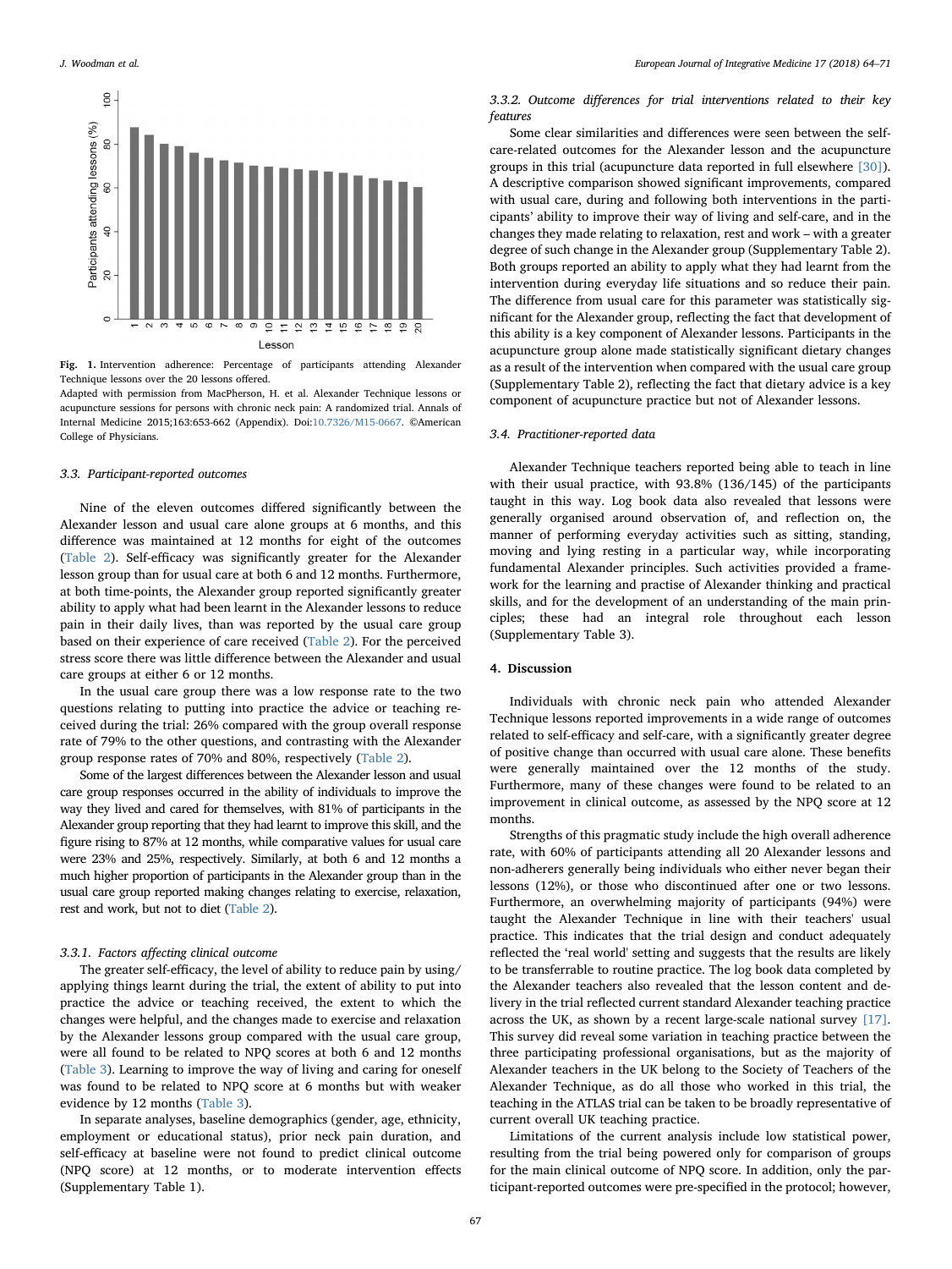Fig. 1. Intervention adherence: Percentage of participants attending Alexander Technique lessons over the 20 lessons offered.
Adapted with permission from MacPherson, H. et al. Alexander Technique lessons or acupuncture sessions for persons with chronic neck pain: A randomized trial. Annals of Internal Medicine 2015;163:653-662 (Appendix). Doi:10.7326/M15-0667. ©American College of Physicians.

### 3.3. Participant-reported outcomes

Nine of the eleven outcomes differed significantly between the Alexander lesson and usual care alone groups at 6 months, and this difference was maintained at 12 months for eight of the outcomes (Table 2). Self-efficacy was significantly greater for the Alexander lesson group than for usual care at both 6 and 12 months. Furthermore, at both time-points, the Alexander group reported significantly greater ability to apply what had been learnt in the Alexander lessons to reduce pain in their daily lives, than was reported by the usual care group based on their experience of care received (Table 2). For the perceived stress score there was little difference between the Alexander and usual care groups at either 6 or 12 months.

In the usual care group there was a low response rate to the two questions relating to putting into practice the advice or teaching received during the trial: 26% compared with the group overall response rate of 79% to the other questions, and contrasting with the Alexander group response rates of 70% and 80%, respectively (Table 2).

Some of the largest differences between the Alexander lesson and usual care group responses occurred in the ability of individuals to improve the way they lived and cared for themselves, with 81% of participants in the Alexander group reporting that they had learnt to improve this skill, and the figure rising to 87% at 12 months, while comparative values for usual care were 23% and 25%, respectively. Similarly, at both 6 and 12 months a much higher proportion of participants in the Alexander group than in the usual care group reported making changes relating to exercise, relaxation, rest and work, but not to diet (Table 2).

#### 3.3.1. Factors affecting clinical outcome

The greater self-efficacy, the level of ability to reduce pain by using/applying things learnt during the trial, the extent of ability to put into practice the advice or teaching received, the extent to which the changes were helpful, and the changes made to exercise and relaxation by the Alexander lessons group compared with the usual care group, were all found to be related to NPQ scores at both 6 and 12 months (Table 3). Learning to improve the way of living and caring for oneself was found to be related to NPQ score at 6 months but with weaker evidence by 12 months (Table 3).

In separate analyses, baseline demographics (gender, age, ethnicity, employment or educational status), prior neck pain duration, and self-efficacy at baseline were not found to predict clinical outcome (NPQ score) at 12 months, or to moderate intervention effects (Supplementary Table 1).

#### 3.3.2. Outcome differences for trial interventions related to their key features

Some clear similarities and differences were seen between the self-care-related outcomes for the Alexander lesson and the acupuncture groups in this trial (acupuncture data reported in full elsewhere [30]). A descriptive comparison showed significant improvements, compared with usual care, during and following both interventions in the participants' ability to improve their way of living and self-care, and in the changes they made relating to relaxation, rest and work – with a greater degree of such change in the Alexander group (Supplementary Table 2). Both groups reported an ability to apply what they had learnt from the intervention during everyday life situations and so reduce their pain. The difference from usual care for this parameter was statistically significant for the Alexander group, reflecting the fact that development of this ability is a key component of Alexander lessons. Participants in the acupuncture group alone made statistically significant dietary changes as a result of the intervention when compared with the usual care group (Supplementary Table 2), reflecting the fact that dietary advice is a key component of acupuncture practice but not of Alexander lessons.

### 3.4. Practitioner-reported data

Alexander Technique teachers reported being able to teach in line with their usual practice, with 93.8% (136/145) of the participants taught in this way. Log book data also revealed that lessons were generally organised around observation of, and reflection on, the manner of performing everyday activities such as sitting, standing, moving and lying resting in a particular way, while incorporating fundamental Alexander principles. Such activities provided a framework for the learning and practise of Alexander thinking and practical skills, and for the development of an understanding of the main principles; these had an integral role throughout each lesson (Supplementary Table 3).

## 4. Discussion

Individuals with chronic neck pain who attended Alexander Technique lessons reported improvements in a wide range of outcomes related to self-efficacy and self-care, with a significantly greater degree of positive change than occurred with usual care alone. These benefits were generally maintained over the 12 months of the study. Furthermore, many of these changes were found to be related to an improvement in clinical outcome, as assessed by the NPQ score at 12 months.

Strengths of this pragmatic study include the high overall adherence rate, with 60% of participants attending all 20 Alexander lessons and non-adherers generally being individuals who either never began their lessons (12%), or those who discontinued after one or two lessons. Furthermore, an overwhelming majority of participants (94%) were taught the Alexander Technique in line with their teachers' usual practice. This indicates that the trial design and conduct adequately reflected the 'real world' setting and suggests that the results are likely to be transferrable to routine practice. The log book data completed by the Alexander teachers also revealed that the lesson content and delivery in the trial reflected current standard Alexander teaching practice across the UK, as shown by a recent large-scale national survey [17]. This survey did reveal some variation in teaching practice between the three participating professional organisations, but as the majority of Alexander teachers in the UK belong to the Society of Teachers of the Alexander Technique, as do all those who worked in this trial, the teaching in the ATLAS trial can be taken to be broadly representative of current overall UK teaching practice.

Limitations of the current analysis include low statistical power, resulting from the trial being powered only for comparison of groups for the main clinical outcome of NPQ score. In addition, only the participant-reported outcomes were pre-specified in the protocol; however,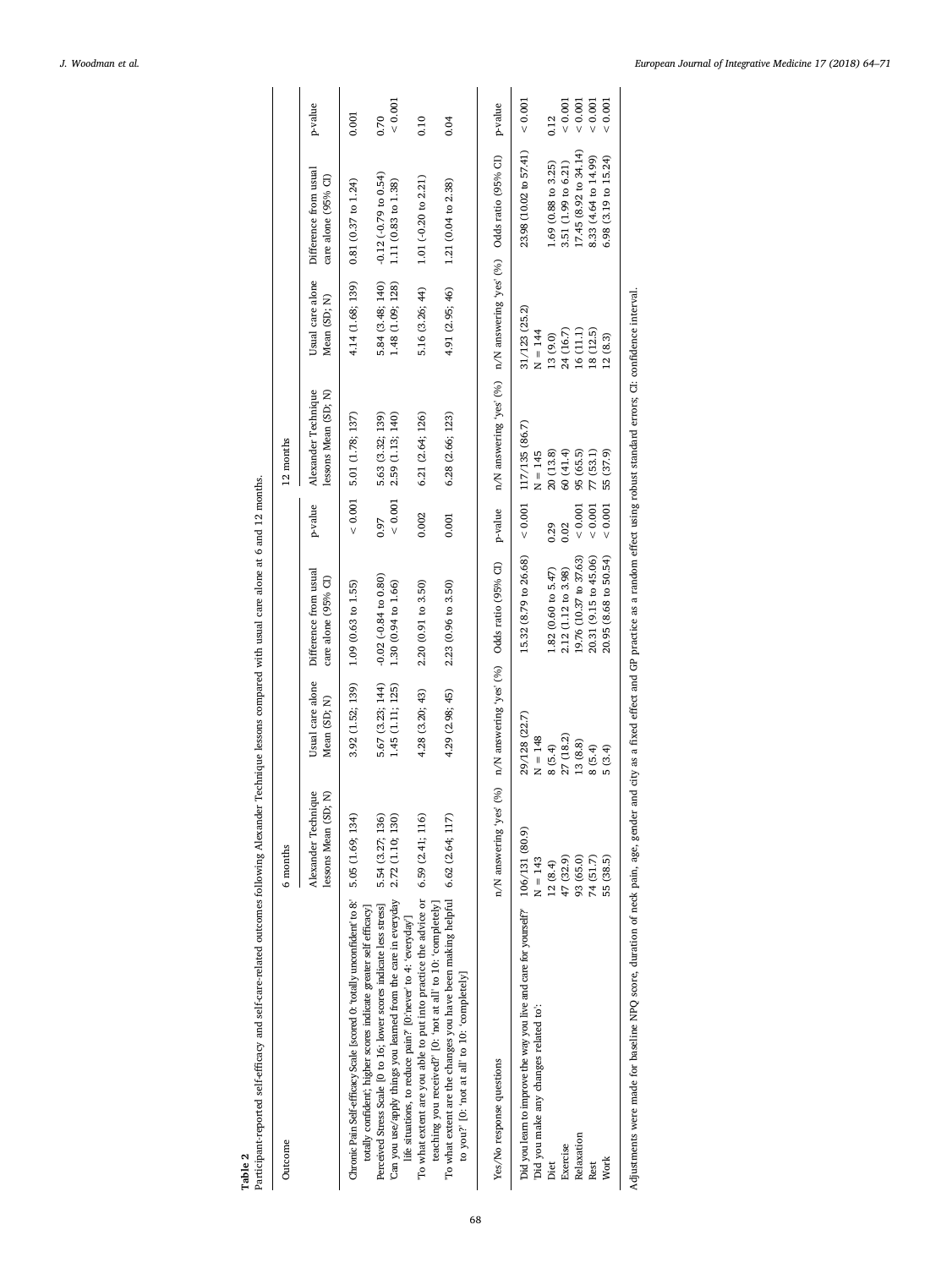**Table 2**
Participant-reported self-efficacy and self-care-related outcomes following Alexander Technique lessons compared with usual care alone at 6 and 12 months.

| Outcome | 6 months | | | | 12 months | | | |
|---|---|---|---|---|---|---|---|---|
| | Alexander Technique lessons Mean (SD; N) | Usual care alone Mean (SD; N) | Difference from usual care alone (95% CI) | p-value | Alexander Technique lessons Mean (SD; N) | Usual care alone Mean (SD; N) | Difference from usual care alone (95% CI) | p-value |
| Chronic Pain Self-efficacy Scale [scored 0: 'totally unconfident' to 8: 'totally confident'; higher scores indicate greater self efficacy] | 5.05 (1.69; 134) | 3.92 (1.52; 139) | 1.09 (0.63 to 1.55) | < 0.001 | 5.01 (1.78; 137) | 4.14 (1.68; 139) | 0.81 (0.37 to 1.24) | 0.001 |
| Perceived Stress Scale [0 to 16; lower scores indicate less stress] | 5.54 (3.27; 136) | 5.67 (3.23; 144) | -0.02 (-0.84 to 0.80) | 0.97 | 5.63 (3.32; 139) | 5.84 (3.48; 140) | -0.12 (-0.79 to 0.54) | 0.70 |
| Can you use/apply things you learned from the care in everyday life situations, to reduce pain? [0:'never' to 4: 'everyday'] | 2.72 (1.10; 130) | 1.45 (1.11; 125) | 1.30 (0.94 to 1.66) | < 0.001 | 2.59 (1.13; 140) | 1.48 (1.09; 128) | 1.11 (0.83 to 1.38) | < 0.001 |
| To what extent are you able to put into practice the advice or teaching you received?' [0: 'not at all' to 10: 'completely] | 6.59 (2.41; 116) | 4.28 (3.20; 43) | 2.20 (0.91 to 3.50) | 0.002 | 6.21 (2.64; 126) | 5.16 (3.26; 44) | 1.01 (-0.20 to 2.21) | 0.10 |
| 'To what extent are the changes you have been making helpful to you?' [0: 'not at all' to 10: 'completely] | 6.62 (2.64; 117) | 4.29 (2.98; 45) | 2.23 (0.96 to 3.50) | 0.001 | 6.28 (2.66; 123) | 4.91 (2.95; 46) | 1.21 (0.04 to 2.38) | 0.04 |
| **Yes/No response questions** | **n/N answering 'yes' (%)** | **n/N answering 'yes' (%)** | **Odds ratio (95% CI)** | **p-value** | **n/N answering 'yes' (%)** | **n/N answering 'yes' (%)** | **Odds ratio (95% CI)** | **p-value** |
| Did you learn to improve the way you live and care for yourself?' | 106/131 (80.9) | 29/128 (22.7) | 15.32 (8.79 to 26.68) | < 0.001 | 117/135 (86.7) | 31/123 (25.2) | 23.98 (10.02 to 57.41) | < 0.001 |
| 'Did you make any changes related to': | N = 143 | N = 148 | | | N = 145 | N = 144 | | |
| Diet | 12 (8.4) | 8 (5.4) | 1.82 (0.60 to 5.47) | 0.29 | 20 (13.8) | 13 (9.0) | 1.69 (0.88 to 3.25) | 0.12 |
| Exercise | 47 (32.9) | 27 (18.2) | 2.12 (1.12 to 3.98) | 0.02 | 60 (41.4) | 24 (16.7) | 3.51 (1.99 to 6.21) | < 0.001 |
| Relaxation | 93 (65.0) | 13 (8.8) | 19.76 (10.37 to 37.63) | < 0.001 | 95 (65.5) | 16 (11.1) | 17.45 (8.92 to 34.14) | < 0.001 |
| Rest | 74 (51.7) | 8 (5.4) | 20.31 (9.15 to 45.06) | < 0.001 | 77 (53.1) | 18 (12.5) | 8.33 (4.64 to 14.99) | < 0.001 |
| Work | 55 (38.5) | 5 (3.4) | 20.95 (8.68 to 50.54) | < 0.001 | 55 (37.9) | 12 (8.3) | 6.98 (3.19 to 15.24) | < 0.001 |

Adjustments were made for baseline NPQ score, duration of neck pain, age, gender and city as a fixed effect and GP practice as a random effect using robust standard errors; CI: confidence interval.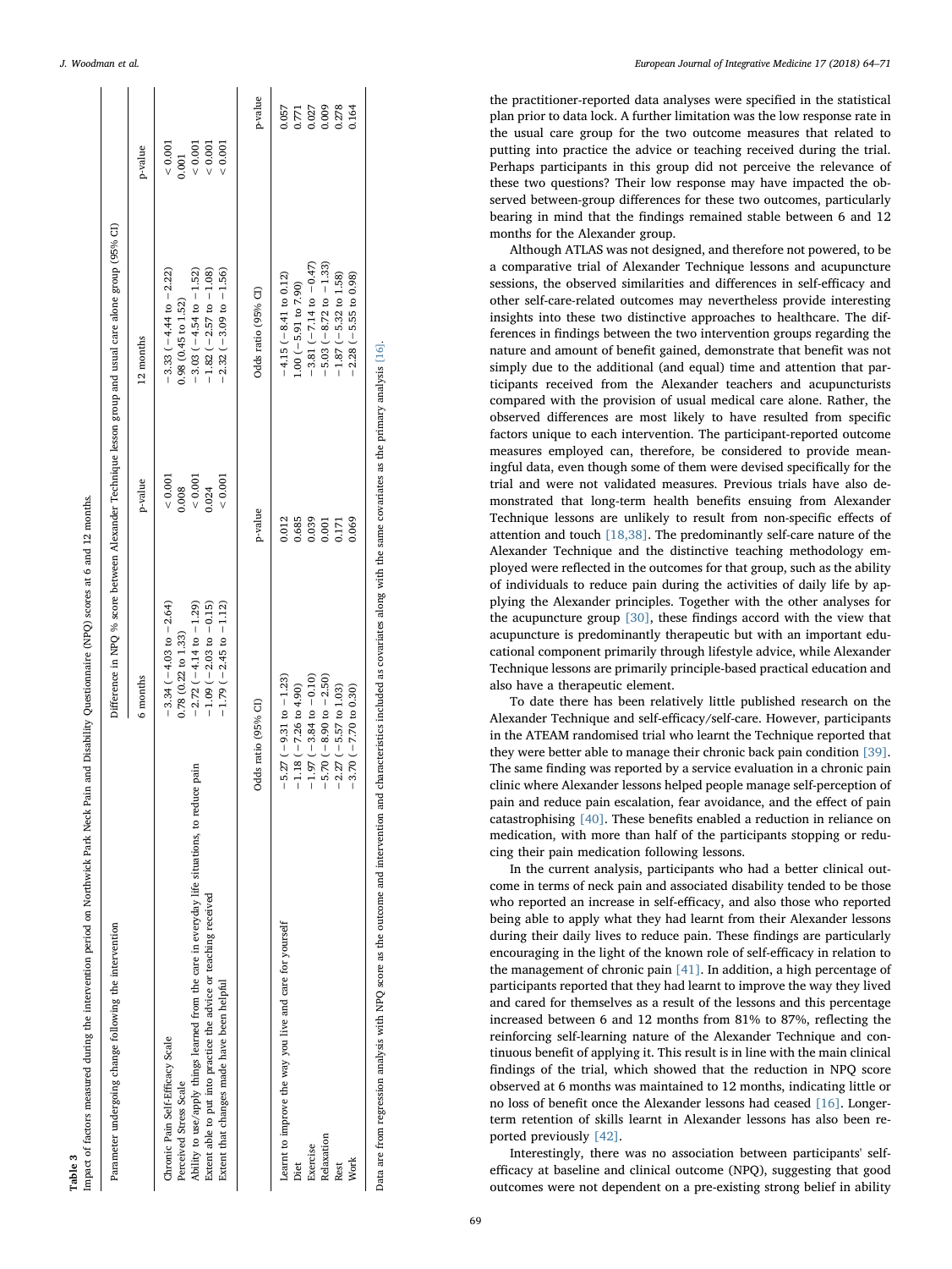**Table 3**

Impact of factors measured during the intervention period on Northwick Park Neck Pain and Disability Questionnaire (NPQ) scores at 6 and 12 months.

| Parameter undergoing change following the intervention | Difference in NPQ % score between Alexander Technique lesson group and usual care alone group (95% CI) | | | |
|---|---|---|---|---|
| | 6 months | p-value | 12 months | p-value |
| Chronic Pain Self-Efficacy Scale | −3.34 (−4.03 to −2.64) | < 0.001 | −3.33 (−4.44 to −2.22) | < 0.001 |
| Perceived Stress Scale | 0.78 (0.22 to 1.33) | 0.008 | 0.98 (0.45 to 1.52) | 0.001 |
| Ability to use/apply things learned from the care in everyday life situations, to reduce pain | −2.72 (−4.14 to −1.29) | < 0.001 | −3.03 (−4.54 to −1.52) | < 0.001 |
| Extent able to put into practice the advice or teaching received | −1.09 (−2.03 to −0.15) | 0.024 | −1.82 (−2.57 to −1.08) | < 0.001 |
| Extent that changes made have been helpful | −1.79 (−2.45 to −1.12) | < 0.001 | −2.32 (−3.09 to −1.56) | < 0.001 |
| | Odds ratio (95% CI) | p-value | Odds ratio (95% CI) | p-value |
| Learnt to improve the way you live and care for yourself | −5.27 (−9.31 to −1.23) | 0.012 | −4.15 (−8.41 to 0.12) | 0.057 |
| Diet | −1.18 (−7.26 to 4.90) | 0.685 | 1.00 (−5.91 to 7.90) | 0.771 |
| Exercise | −1.97 (−3.84 to −0.10) | 0.039 | −3.81 (−7.14 to −0.47) | 0.027 |
| Relaxation | −5.70 (−8.90 to −2.50) | 0.001 | −5.03 (−8.72 to −1.33) | 0.009 |
| Rest | −2.27 (−5.57 to 1.03) | 0.171 | −1.87 (−5.32 to 1.58) | 0.278 |
| Work | −3.70 (−7.70 to 0.30) | 0.069 | −2.28 (−5.55 to 0.98) | 0.164 |

Data are from regression analysis with NPQ score as the outcome and intervention and characteristics included as covariates along with the same covariates as the primary analysis [16].

the practitioner-reported data analyses were specified in the statistical plan prior to data lock. A further limitation was the low response rate in the usual care group for the two outcome measures that related to putting into practice the advice or teaching received during the trial. Perhaps participants in this group did not perceive the relevance of these two questions? Their low response may have impacted the observed between-group differences for these two outcomes, particularly bearing in mind that the findings remained stable between 6 and 12 months for the Alexander group.

Although ATLAS was not designed, and therefore not powered, to be a comparative trial of Alexander Technique lessons and acupuncture sessions, the observed similarities and differences in self-efficacy and other self-care-related outcomes may nevertheless provide interesting insights into these two distinctive approaches to healthcare. The differences in findings between the two intervention groups regarding the nature and amount of benefit gained, demonstrate that benefit was not simply due to the additional (and equal) time and attention that participants received from the Alexander teachers and acupuncturists compared with the provision of usual medical care alone. Rather, the observed differences are most likely to have resulted from specific factors unique to each intervention. The participant-reported outcome measures employed can, therefore, be considered to provide meaningful data, even though some of them were devised specifically for the trial and were not validated measures. Previous trials have also demonstrated that long-term health benefits ensuing from Alexander Technique lessons are unlikely to result from non-specific effects of attention and touch [18,38]. The predominantly self-care nature of the Alexander Technique and the distinctive teaching methodology employed were reflected in the outcomes for that group, such as the ability of individuals to reduce pain during the activities of daily life by applying the Alexander principles. Together with the other analyses for the acupuncture group [30], these findings accord with the view that acupuncture is predominantly therapeutic but with an important educational component primarily through lifestyle advice, while Alexander Technique lessons are primarily principle-based practical education and also have a therapeutic element.

To date there has been relatively little published research on the Alexander Technique and self-efficacy/self-care. However, participants in the ATEAM randomised trial who learnt the Technique reported that they were better able to manage their chronic back pain condition [39]. The same finding was reported by a service evaluation in a chronic pain clinic where Alexander lessons helped people manage self-perception of pain and reduce pain escalation, fear avoidance, and the effect of pain catastrophising [40]. These benefits enabled a reduction in reliance on medication, with more than half of the participants stopping or reducing their pain medication following lessons.

In the current analysis, participants who had a better clinical outcome in terms of neck pain and associated disability tended to be those who reported an increase in self-efficacy, and also those who reported being able to apply what they had learnt from their Alexander lessons during their daily lives to reduce pain. These findings are particularly encouraging in the light of the known role of self-efficacy in relation to the management of chronic pain [41]. In addition, a high percentage of participants reported that they had learnt to improve the way they lived and cared for themselves as a result of the lessons and this percentage increased between 6 and 12 months from 81% to 87%, reflecting the reinforcing self-learning nature of the Alexander Technique and continuous benefit of applying it. This result is in line with the main clinical findings of the trial, which showed that the reduction in NPQ score observed at 6 months was maintained to 12 months, indicating little or no loss of benefit once the Alexander lessons had ceased [16]. Longer-term retention of skills learnt in Alexander lessons has also been reported previously [42].

Interestingly, there was no association between participants' self-efficacy at baseline and clinical outcome (NPQ), suggesting that good outcomes were not dependent on a pre-existing strong belief in ability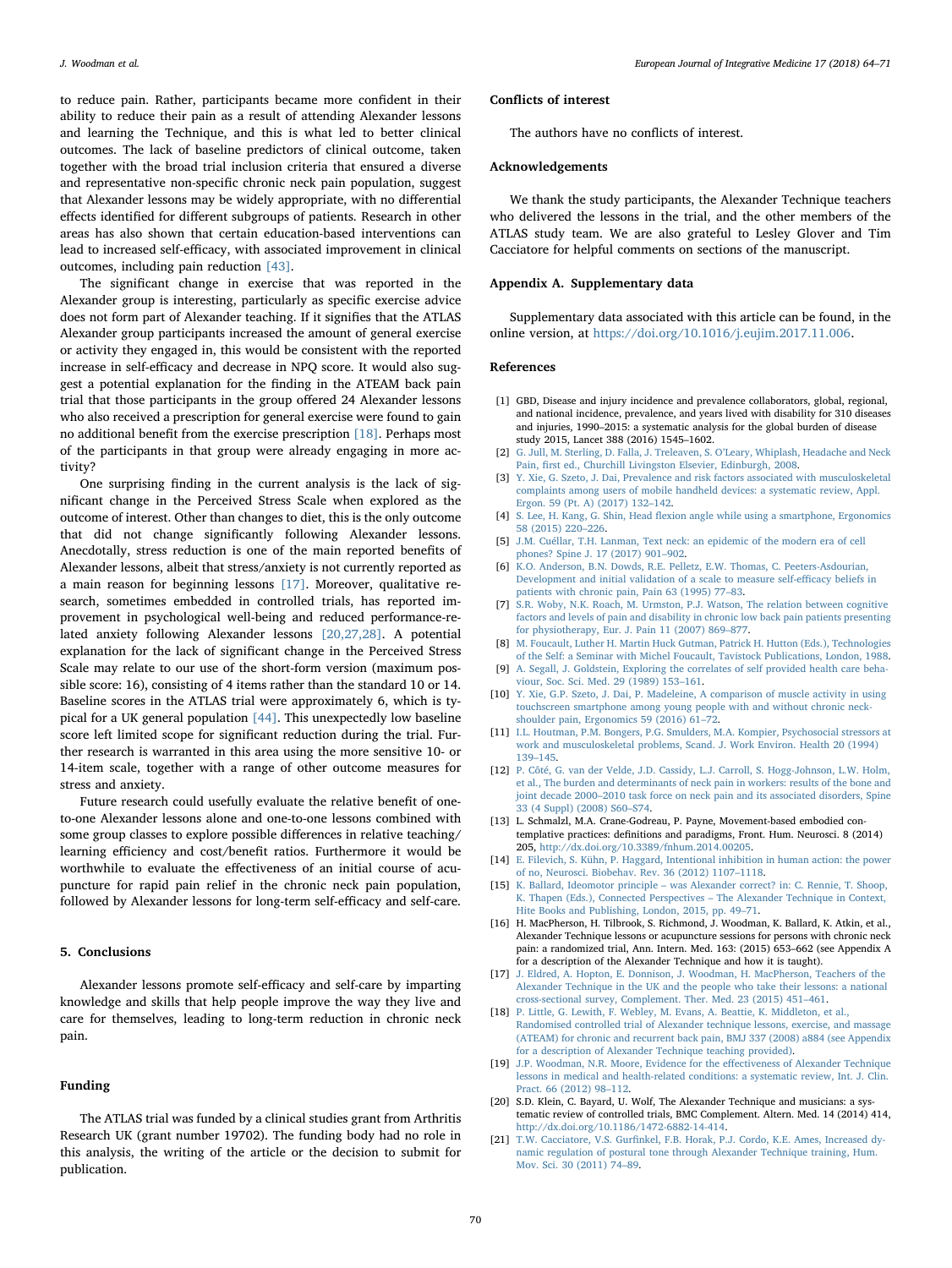to reduce pain. Rather, participants became more confident in their ability to reduce their pain as a result of attending Alexander lessons and learning the Technique, and this is what led to better clinical outcomes. The lack of baseline predictors of clinical outcome, taken together with the broad trial inclusion criteria that ensured a diverse and representative non-specific chronic neck pain population, suggest that Alexander lessons may be widely appropriate, with no differential effects identified for different subgroups of patients. Research in other areas has also shown that certain education-based interventions can lead to increased self-efficacy, with associated improvement in clinical outcomes, including pain reduction [43].

The significant change in exercise that was reported in the Alexander group is interesting, particularly as specific exercise advice does not form part of Alexander teaching. If it signifies that the ATLAS Alexander group participants increased the amount of general exercise or activity they engaged in, this would be consistent with the reported increase in self-efficacy and decrease in NPQ score. It would also suggest a potential explanation for the finding in the ATEAM back pain trial that those participants in the group offered 24 Alexander lessons who also received a prescription for general exercise were found to gain no additional benefit from the exercise prescription [18]. Perhaps most of the participants in that group were already engaging in more activity?

One surprising finding in the current analysis is the lack of significant change in the Perceived Stress Scale when explored as the outcome of interest. Other than changes to diet, this is the only outcome that did not change significantly following Alexander lessons. Anecdotally, stress reduction is one of the main reported benefits of Alexander lessons, albeit that stress/anxiety is not currently reported as a main reason for beginning lessons [17]. Moreover, qualitative research, sometimes embedded in controlled trials, has reported improvement in psychological well-being and reduced performance-related anxiety following Alexander lessons [20,27,28]. A potential explanation for the lack of significant change in the Perceived Stress Scale may relate to our use of the short-form version (maximum possible score: 16), consisting of 4 items rather than the standard 10 or 14. Baseline scores in the ATLAS trial were approximately 6, which is typical for a UK general population [44]. This unexpectedly low baseline score left limited scope for significant reduction during the trial. Further research is warranted in this area using the more sensitive 10- or 14-item scale, together with a range of other outcome measures for stress and anxiety.

Future research could usefully evaluate the relative benefit of one-to-one Alexander lessons alone and one-to-one lessons combined with some group classes to explore possible differences in relative teaching/learning efficiency and cost/benefit ratios. Furthermore it would be worthwhile to evaluate the effectiveness of an initial course of acupuncture for rapid pain relief in the chronic neck pain population, followed by Alexander lessons for long-term self-efficacy and self-care.

## 5. Conclusions

Alexander lessons promote self-efficacy and self-care by imparting knowledge and skills that help people improve the way they live and care for themselves, leading to long-term reduction in chronic neck pain.

## Funding

The ATLAS trial was funded by a clinical studies grant from Arthritis Research UK (grant number 19702). The funding body had no role in this analysis, the writing of the article or the decision to submit for publication.

## Conflicts of interest

The authors have no conflicts of interest.

## Acknowledgements

We thank the study participants, the Alexander Technique teachers who delivered the lessons in the trial, and the other members of the ATLAS study team. We are also grateful to Lesley Glover and Tim Cacciatore for helpful comments on sections of the manuscript.

## Appendix A. Supplementary data

Supplementary data associated with this article can be found, in the online version, at https://doi.org/10.1016/j.eujim.2017.11.006.

## References

[1] GBD, Disease and injury incidence and prevalence collaborators, global, regional, and national incidence, prevalence, and years lived with disability for 310 diseases and injuries, 1990–2015: a systematic analysis for the global burden of disease study 2015, Lancet 388 (2016) 1545–1602.

[2] G. Jull, M. Sterling, D. Falla, J. Treleaven, S. O'Leary, Whiplash, Headache and Neck Pain, first ed., Churchill Livingston Elsevier, Edinburgh, 2008.

[3] Y. Xie, G. Szeto, J. Dai, Prevalence and risk factors associated with musculoskeletal complaints among users of mobile handheld devices: a systematic review, Appl. Ergon. 59 (Pt. A) (2017) 132–142.

[4] S. Lee, H. Kang, G. Shin, Head flexion angle while using a smartphone, Ergonomics 58 (2015) 220–226.

[5] J.M. Cuéllar, T.H. Lanman, Text neck: an epidemic of the modern era of cell phones? Spine J. 17 (2017) 901–902.

[6] K.O. Anderson, B.N. Dowds, R.E. Pelletz, E.W. Thomas, C. Peeters-Asdourian, Development and initial validation of a scale to measure self-efficacy beliefs in patients with chronic pain, Pain 63 (1995) 77–83.

[7] S.R. Woby, N.K. Roach, M. Urmston, P.J. Watson, The relation between cognitive factors and levels of pain and disability in chronic low back pain patients presenting for physiotherapy, Eur. J. Pain 11 (2007) 869–877.

[8] M. Foucault, Luther H. Martin Huck Gutman, Patrick H. Hutton (Eds.), Technologies of the Self: a Seminar with Michel Foucault, Tavistock Publications, London, 1988.

[9] A. Segall, J. Goldstein, Exploring the correlates of self provided health care behaviour, Soc. Sci. Med. 29 (1989) 153–161.

[10] Y. Xie, G.P. Szeto, J. Dai, P. Madeleine, A comparison of muscle activity in using touchscreen smartphone among young people with and without chronic neck-shoulder pain, Ergonomics 59 (2016) 61–72.

[11] I.L. Houtman, P.M. Bongers, P.G. Smulders, M.A. Kompier, Psychosocial stressors at work and musculoskeletal problems, Scand. J. Work Environ. Health 20 (1994) 139–145.

[12] P. Côté, G. van der Velde, J.D. Cassidy, L.J. Carroll, S. Hogg-Johnson, L.W. Holm, et al., The burden and determinants of neck pain in workers: results of the bone and joint decade 2000–2010 task force on neck pain and its associated disorders, Spine 33 (4 Suppl) (2008) S60–S74.

[13] L. Schmalzl, M.A. Crane-Godreau, P. Payne, Movement-based embodied contemplative practices: definitions and paradigms, Front. Hum. Neurosci. 8 (2014) 205, http://dx.doi.org/10.3389/fnhum.2014.00205.

[14] E. Filevich, S. Kühn, P. Haggard, Intentional inhibition in human action: the power of no, Neurosci. Biobehav. Rev. 36 (2012) 1107–1118.

[15] K. Ballard, Ideomotor principle – was Alexander correct? in: C. Rennie, T. Shoop, K. Thapen (Eds.), Connected Perspectives – The Alexander Technique in Context, Hite Books and Publishing, London, 2015, pp. 49–71.

[16] H. MacPherson, H. Tilbrook, S. Richmond, J. Woodman, K. Ballard, K. Atkin, et al., Alexander Technique lessons or acupuncture sessions for persons with chronic neck pain: a randomized trial, Ann. Intern. Med. 163: (2015) 653–662 (see Appendix A for a description of the Alexander Technique and how it is taught).

[17] J. Eldred, A. Hopton, E. Donnison, J. Woodman, H. MacPherson, Teachers of the Alexander Technique in the UK and the people who take their lessons: a national cross-sectional survey, Complement. Ther. Med. 23 (2015) 451–461.

[18] P. Little, G. Lewith, F. Webley, M. Evans, A. Beattie, K. Middleton, et al., Randomised controlled trial of Alexander technique lessons, exercise, and massage (ATEAM) for chronic and recurrent back pain, BMJ 337 (2008) a884 (see Appendix for a description of Alexander Technique teaching provided).

[19] J.P. Woodman, N.R. Moore, Evidence for the effectiveness of Alexander Technique lessons in medical and health-related conditions: a systematic review, Int. J. Clin. Pract. 66 (2012) 98–112.

[20] S.D. Klein, C. Bayard, U. Wolf, The Alexander Technique and musicians: a systematic review of controlled trials, BMC Complement. Altern. Med. 14 (2014) 414, http://dx.doi.org/10.1186/1472-6882-14-414.

[21] T.W. Cacciatore, V.S. Gurfinkel, F.B. Horak, P.J. Cordo, K.E. Ames, Increased dynamic regulation of postural tone through Alexander Technique training, Hum. Mov. Sci. 30 (2011) 74–89.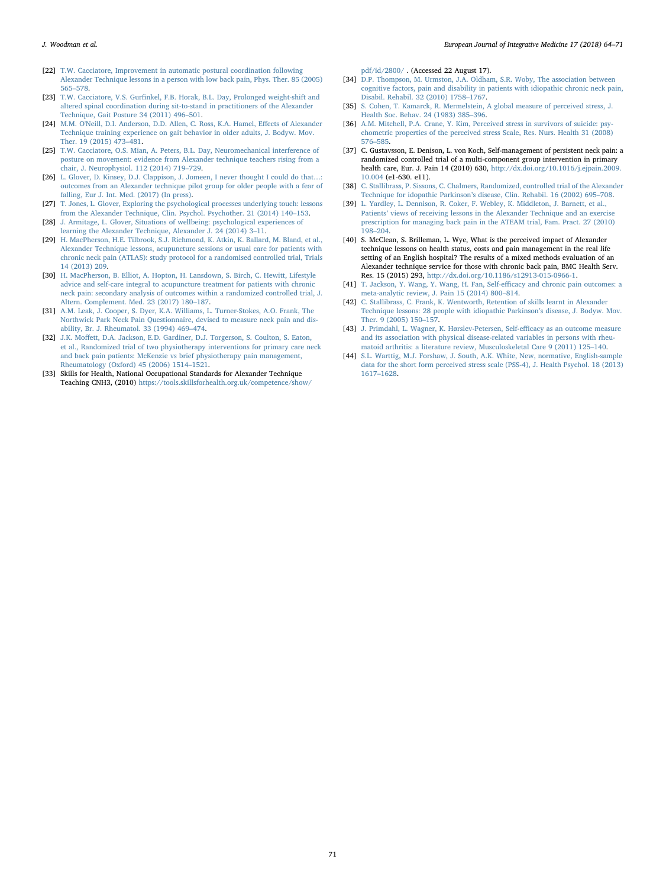[22] T.W. Cacciatore, Improvement in automatic postural coordination following Alexander Technique lessons in a person with low back pain, Phys. Ther. 85 (2005) 565–578.

[23] T.W. Cacciatore, V.S. Gurfinkel, F.B. Horak, B.L. Day, Prolonged weight-shift and altered spinal coordination during sit-to-stand in practitioners of the Alexander Technique, Gait Posture 34 (2011) 496–501.

[24] M.M. O'Neill, D.I. Anderson, D.D. Allen, C. Ross, K.A. Hamel, Effects of Alexander Technique training experience on gait behavior in older adults, J. Bodyw. Mov. Ther. 19 (2015) 473–481.

[25] T.W. Cacciatore, O.S. Mian, A. Peters, B.L. Day, Neuromechanical interference of posture on movement: evidence from Alexander technique teachers rising from a chair, J. Neurophysiol. 112 (2014) 719–729.

[26] L. Glover, D. Kinsey, D.J. Clappison, J. Jomeen, I never thought I could do that…: outcomes from an Alexander technique pilot group for older people with a fear of falling, Eur J. Int. Med. (2017) (In press).

[27] T. Jones, L. Glover, Exploring the psychological processes underlying touch: lessons from the Alexander Technique, Clin. Psychol. Psychother. 21 (2014) 140–153.

[28] J. Armitage, L. Glover, Situations of wellbeing: psychological experiences of learning the Alexander Technique, Alexander J. 24 (2014) 3–11.

[29] H. MacPherson, H.E. Tilbrook, S.J. Richmond, K. Atkin, K. Ballard, M. Bland, et al., Alexander Technique lessons, acupuncture sessions or usual care for patients with chronic neck pain (ATLAS): study protocol for a randomised controlled trial, Trials 14 (2013) 209.

[30] H. MacPherson, B. Elliot, A. Hopton, H. Lansdown, S. Birch, C. Hewitt, Lifestyle advice and self-care integral to acupuncture treatment for patients with chronic neck pain: secondary analysis of outcomes within a randomized controlled trial, J. Altern. Complement. Med. 23 (2017) 180–187.

[31] A.M. Leak, J. Cooper, S. Dyer, K.A. Williams, L. Turner-Stokes, A.O. Frank, The Northwick Park Neck Pain Questionnaire, devised to measure neck pain and disability, Br. J. Rheumatol. 33 (1994) 469–474.

[32] J.K. Moffett, D.A. Jackson, E.D. Gardiner, D.J. Torgerson, S. Coulton, S. Eaton, et al., Randomized trial of two physiotherapy interventions for primary care neck and back pain patients: McKenzie vs brief physiotherapy pain management, Rheumatology (Oxford) 45 (2006) 1514–1521.

[33] Skills for Health, National Occupational Standards for Alexander Technique Teaching CNH3, (2010) https://tools.skillsforhealth.org.uk/competence/show/pdf/id/2800/ . (Accessed 22 August 17).

[34] D.P. Thompson, M. Urmston, J.A. Oldham, S.R. Woby, The association between cognitive factors, pain and disability in patients with idiopathic chronic neck pain, Disabil. Rehabil. 32 (2010) 1758–1767.

[35] S. Cohen, T. Kamarck, R. Mermelstein, A global measure of perceived stress, J. Health Soc. Behav. 24 (1983) 385–396.

[36] A.M. Mitchell, P.A. Crane, Y. Kim, Perceived stress in survivors of suicide: psychometric properties of the perceived stress Scale, Res. Nurs. Health 31 (2008) 576–585.

[37] C. Gustavsson, E. Denison, L. von Koch, Self-management of persistent neck pain: a randomized controlled trial of a multi-component group intervention in primary health care, Eur. J. Pain 14 (2010) 630, http://dx.doi.org/10.1016/j.ejpain.2009.10.004 (e1-630. e11).

[38] C. Stallibrass, P. Sissons, C. Chalmers, Randomized, controlled trial of the Alexander Technique for idopathic Parkinson's disease, Clin. Rehabil. 16 (2002) 695–708.

[39] L. Yardley, L. Dennison, R. Coker, F. Webley, K. Middleton, J. Barnett, et al., Patients' views of receiving lessons in the Alexander Technique and an exercise prescription for managing back pain in the ATEAM trial, Fam. Pract. 27 (2010) 198–204.

[40] S. McClean, S. Brilleman, L. Wye, What is the perceived impact of Alexander technique lessons on health status, costs and pain management in the real life setting of an English hospital? The results of a mixed methods evaluation of an Alexander technique service for those with chronic back pain, BMC Health Serv. Res. 15 (2015) 293, http://dx.doi.org/10.1186/s12913-015-0966-1.

[41] T. Jackson, Y. Wang, Y. Wang, H. Fan, Self-efficacy and chronic pain outcomes: a meta-analytic review, J. Pain 15 (2014) 800–814.

[42] C. Stallibrass, C. Frank, K. Wentworth, Retention of skills learnt in Alexander Technique lessons: 28 people with idiopathic Parkinson's disease, J. Bodyw. Mov. Ther. 9 (2005) 150–157.

[43] J. Primdahl, L. Wagner, K. Hørslev-Petersen, Self-efficacy as an outcome measure and its association with physical disease-related variables in persons with rheumatoid arthritis: a literature review, Musculoskeletal Care 9 (2011) 125–140.

[44] S.L. Warttig, M.J. Forshaw, J. South, A.K. White, New, normative, English-sample data for the short form perceived stress scale (PSS-4), J. Health Psychol. 18 (2013) 1617–1628.